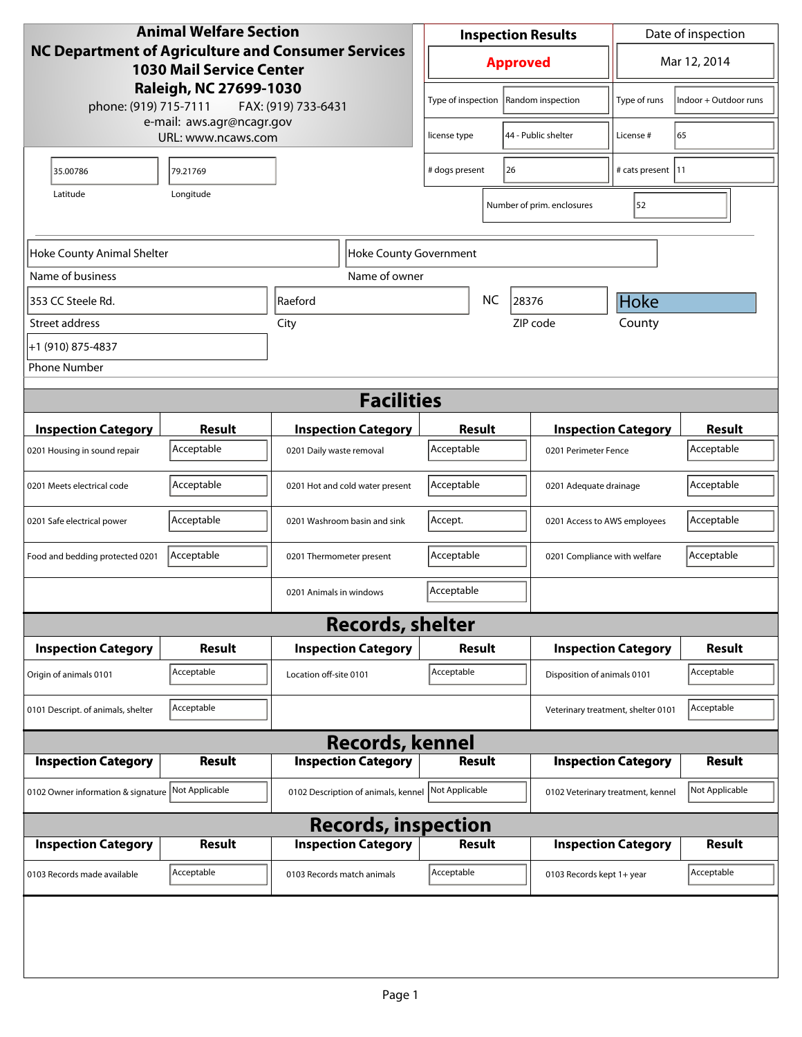**Animal Welfare Section**
**NC Department of Agriculture and Consumer Services**
**1030 Mail Service Center**
**Raleigh, NC 27699-1030**
phone: (919) 715-7111 FAX: (919) 733-6431
e-mail: aws.agr@ncagr.gov
URL: www.ncaws.com

| Inspection Results | Date of inspection |
|---|---|
| **Approved** | Mar 12, 2014 |

| | | | |
|---|---|---|---|
| Type of inspection | Random inspection | Type of runs | Indoor + Outdoor runs |
| license type | 44 - Public shelter | License # | 65 |
| # dogs present | 26 | # cats present | 11 |
| Number of prim. enclosures | 52 | | |

| Latitude | Longitude |
|---|---|
| 35.00786 | 79.21769 |

| Field | Value |
|---|---|
| Name of business | Hoke County Animal Shelter |
| Name of owner | Hoke County Government |
| Street address | 353 CC Steele Rd. |
| City | Raeford |
| State | NC |
| ZIP code | 28376 |
| County | Hoke |
| Phone Number | +1 (910) 875-4837 |

## Facilities

| Inspection Category | Result | Inspection Category | Result | Inspection Category | Result |
|---|---|---|---|---|---|
| 0201 Housing in sound repair | Acceptable | 0201 Daily waste removal | Acceptable | 0201 Perimeter Fence | Acceptable |
| 0201 Meets electrical code | Acceptable | 0201 Hot and cold water present | Acceptable | 0201 Adequate drainage | Acceptable |
| 0201 Safe electrical power | Acceptable | 0201 Washroom basin and sink | Accept. | 0201 Access to AWS employees | Acceptable |
| Food and bedding protected 0201 | Acceptable | 0201 Thermometer present | Acceptable | 0201 Compliance with welfare | Acceptable |
| | | 0201 Animals in windows | Acceptable | | |

## Records, shelter

| Inspection Category | Result | Inspection Category | Result | Inspection Category | Result |
|---|---|---|---|---|---|
| Origin of animals 0101 | Acceptable | Location off-site 0101 | Acceptable | Disposition of animals 0101 | Acceptable |
| 0101 Descript. of animals, shelter | Acceptable | | | Veterinary treatment, shelter 0101 | Acceptable |

## Records, kennel

| Inspection Category | Result | Inspection Category | Result | Inspection Category | Result |
|---|---|---|---|---|---|
| 0102 Owner information & signature | Not Applicable | 0102 Description of animals, kennel | Not Applicable | 0102 Veterinary treatment, kennel | Not Applicable |

## Records, inspection

| Inspection Category | Result | Inspection Category | Result | Inspection Category | Result |
|---|---|---|---|---|---|
| 0103 Records made available | Acceptable | 0103 Records match animals | Acceptable | 0103 Records kept 1+ year | Acceptable |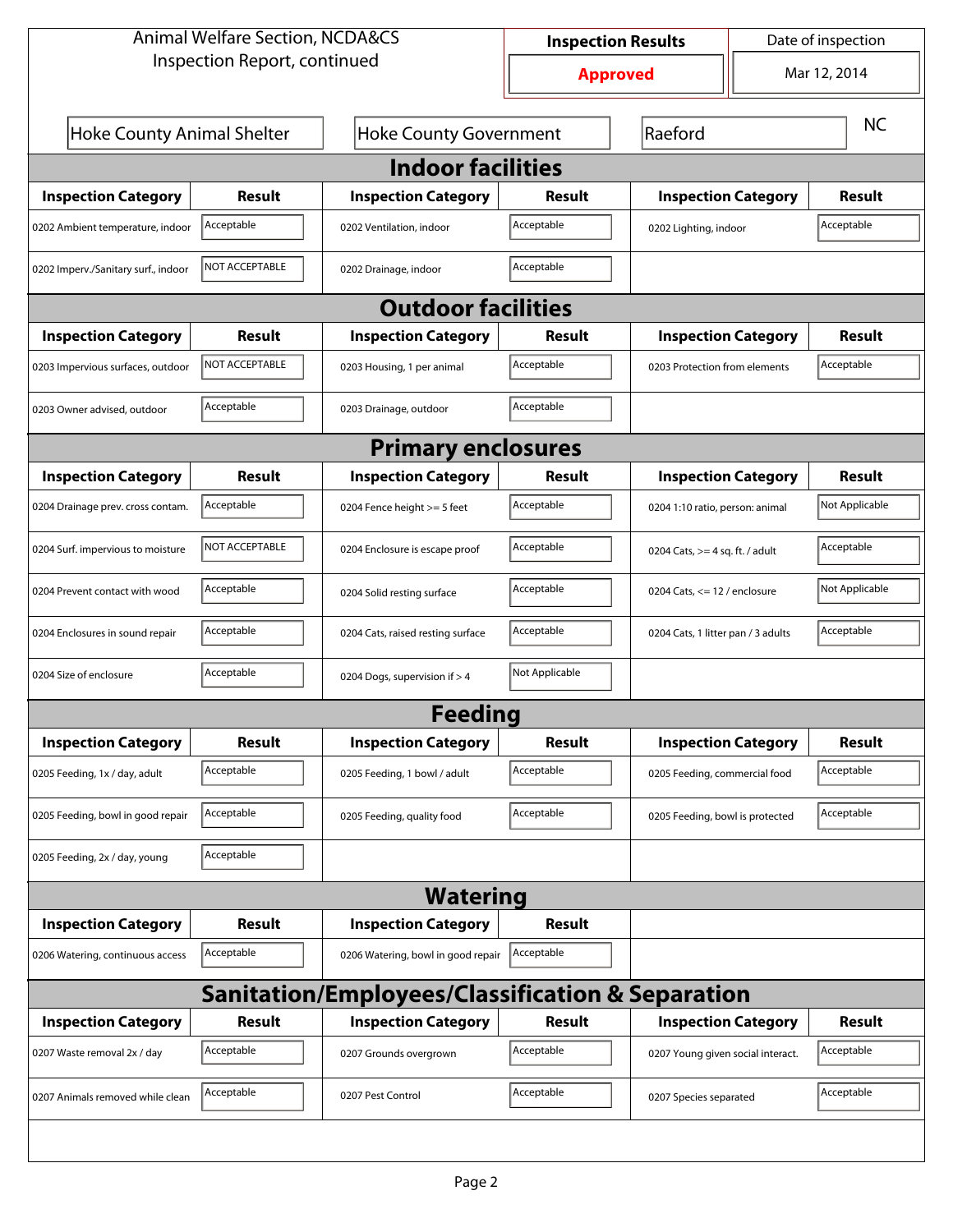Animal Welfare Section, NCDA&CS
Inspection Report, continued

| Inspection Results | Date of inspection |
|---|---|
| **Approved** | Mar 12, 2014 |

| Hoke County Animal Shelter | Hoke County Government | Raeford | NC |
|---|---|---|---|

## Indoor facilities

| Inspection Category | Result | Inspection Category | Result | Inspection Category | Result |
|---|---|---|---|---|---|
| 0202 Ambient temperature, indoor | Acceptable | 0202 Ventilation, indoor | Acceptable | 0202 Lighting, indoor | Acceptable |
| 0202 Imperv./Sanitary surf., indoor | NOT ACCEPTABLE | 0202 Drainage, indoor | Acceptable | | |

## Outdoor facilities

| Inspection Category | Result | Inspection Category | Result | Inspection Category | Result |
|---|---|---|---|---|---|
| 0203 Impervious surfaces, outdoor | NOT ACCEPTABLE | 0203 Housing, 1 per animal | Acceptable | 0203 Protection from elements | Acceptable |
| 0203 Owner advised, outdoor | Acceptable | 0203 Drainage, outdoor | Acceptable | | |

## Primary enclosures

| Inspection Category | Result | Inspection Category | Result | Inspection Category | Result |
|---|---|---|---|---|---|
| 0204 Drainage prev. cross contam. | Acceptable | 0204 Fence height >= 5 feet | Acceptable | 0204 1:10 ratio, person: animal | Not Applicable |
| 0204 Surf. impervious to moisture | NOT ACCEPTABLE | 0204 Enclosure is escape proof | Acceptable | 0204 Cats, >= 4 sq. ft. / adult | Acceptable |
| 0204 Prevent contact with wood | Acceptable | 0204 Solid resting surface | Acceptable | 0204 Cats, <= 12 / enclosure | Not Applicable |
| 0204 Enclosures in sound repair | Acceptable | 0204 Cats, raised resting surface | Acceptable | 0204 Cats, 1 litter pan / 3 adults | Acceptable |
| 0204 Size of enclosure | Acceptable | 0204 Dogs, supervision if > 4 | Not Applicable | | |

## Feeding

| Inspection Category | Result | Inspection Category | Result | Inspection Category | Result |
|---|---|---|---|---|---|
| 0205 Feeding, 1x / day, adult | Acceptable | 0205 Feeding, 1 bowl / adult | Acceptable | 0205 Feeding, commercial food | Acceptable |
| 0205 Feeding, bowl in good repair | Acceptable | 0205 Feeding, quality food | Acceptable | 0205 Feeding, bowl is protected | Acceptable |
| 0205 Feeding, 2x / day, young | Acceptable | | | | |

## Watering

| Inspection Category | Result | Inspection Category | Result |
|---|---|---|---|
| 0206 Watering, continuous access | Acceptable | 0206 Watering, bowl in good repair | Acceptable |

## Sanitation/Employees/Classification & Separation

| Inspection Category | Result | Inspection Category | Result | Inspection Category | Result |
|---|---|---|---|---|---|
| 0207 Waste removal 2x / day | Acceptable | 0207 Grounds overgrown | Acceptable | 0207 Young given social interact. | Acceptable |
| 0207 Animals removed while clean | Acceptable | 0207 Pest Control | Acceptable | 0207 Species separated | Acceptable |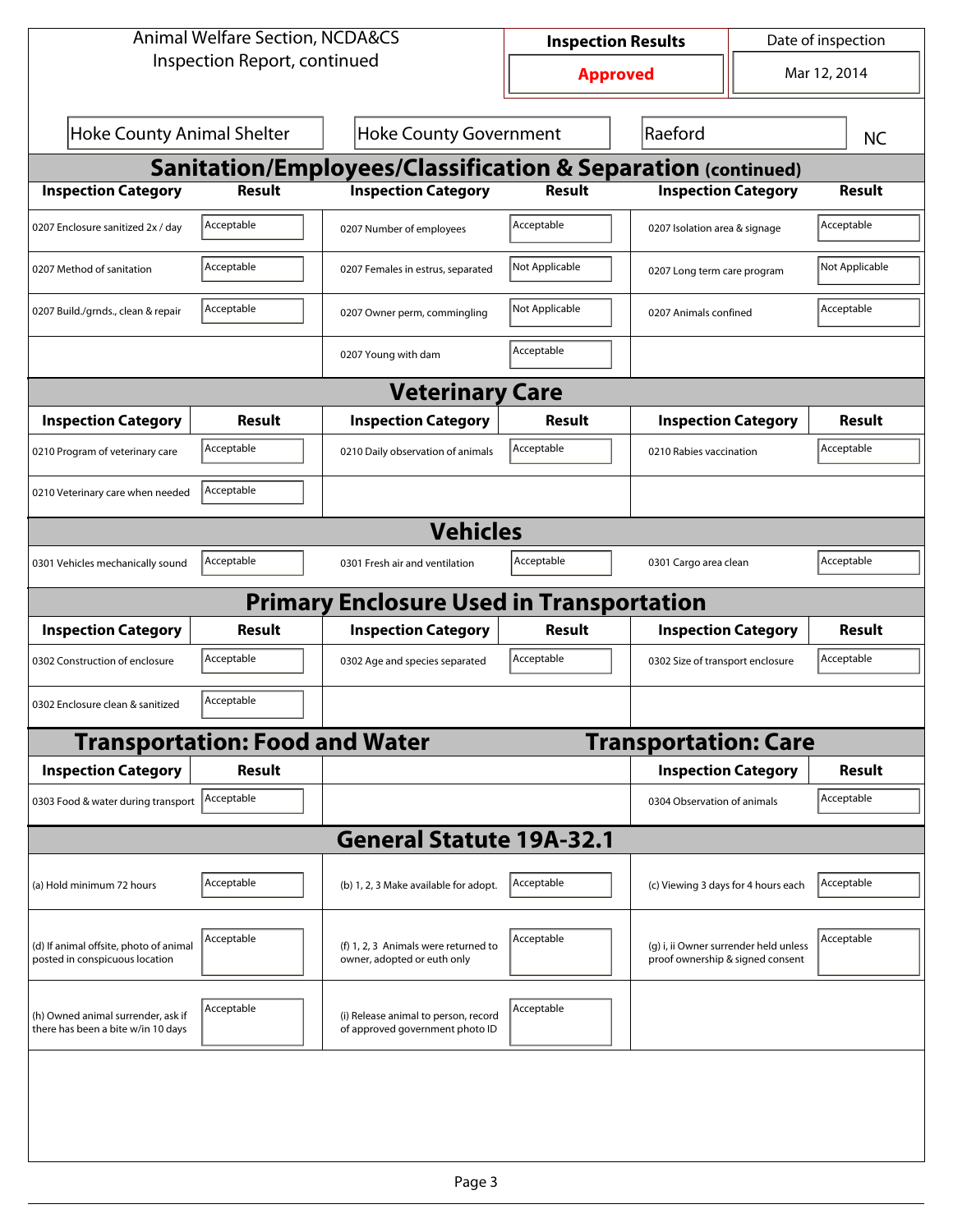Animal Welfare Section, NCDA&CS
Inspection Report, continued

| Inspection Results | Date of inspection |
|---|---|
| **Approved** | Mar 12, 2014 |

| Hoke County Animal Shelter | Hoke County Government | Raeford | NC |
|---|---|---|---|

## Sanitation/Employees/Classification & Separation (continued)

| Inspection Category | Result | Inspection Category | Result | Inspection Category | Result |
|---|---|---|---|---|---|
| 0207 Enclosure sanitized 2x / day | Acceptable | 0207 Number of employees | Acceptable | 0207 Isolation area & signage | Acceptable |
| 0207 Method of sanitation | Acceptable | 0207 Females in estrus, separated | Not Applicable | 0207 Long term care program | Not Applicable |
| 0207 Build./grnds., clean & repair | Acceptable | 0207 Owner perm, commingling | Not Applicable | 0207 Animals confined | Acceptable |
| | | 0207 Young with dam | Acceptable | | |

## Veterinary Care

| Inspection Category | Result | Inspection Category | Result | Inspection Category | Result |
|---|---|---|---|---|---|
| 0210 Program of veterinary care | Acceptable | 0210 Daily observation of animals | Acceptable | 0210 Rabies vaccination | Acceptable |
| 0210 Veterinary care when needed | Acceptable | | | | |

## Vehicles

| Inspection Category | Result | Inspection Category | Result | Inspection Category | Result |
|---|---|---|---|---|---|
| 0301 Vehicles mechanically sound | Acceptable | 0301 Fresh air and ventilation | Acceptable | 0301 Cargo area clean | Acceptable |

## Primary Enclosure Used in Transportation

| Inspection Category | Result | Inspection Category | Result | Inspection Category | Result |
|---|---|---|---|---|---|
| 0302 Construction of enclosure | Acceptable | 0302 Age and species separated | Acceptable | 0302 Size of transport enclosure | Acceptable |
| 0302 Enclosure clean & sanitized | Acceptable | | | | |

## Transportation: Food and Water

| Inspection Category | Result |
|---|---|
| 0303 Food & water during transport | Acceptable |

## Transportation: Care

| Inspection Category | Result |
|---|---|
| 0304 Observation of animals | Acceptable |

## General Statute 19A-32.1

| Inspection Category | Result | Inspection Category | Result | Inspection Category | Result |
|---|---|---|---|---|---|
| (a) Hold minimum 72 hours | Acceptable | (b) 1, 2, 3 Make available for adopt. | Acceptable | (c) Viewing 3 days for 4 hours each | Acceptable |
| (d) If animal offsite, photo of animal posted in conspicuous location | Acceptable | (f) 1, 2, 3 Animals were returned to owner, adopted or euth only | Acceptable | (g) i, ii Owner surrender held unless proof ownership & signed consent | Acceptable |
| (h) Owned animal surrender, ask if there has been a bite w/in 10 days | Acceptable | (i) Release animal to person, record of approved government photo ID | Acceptable | | |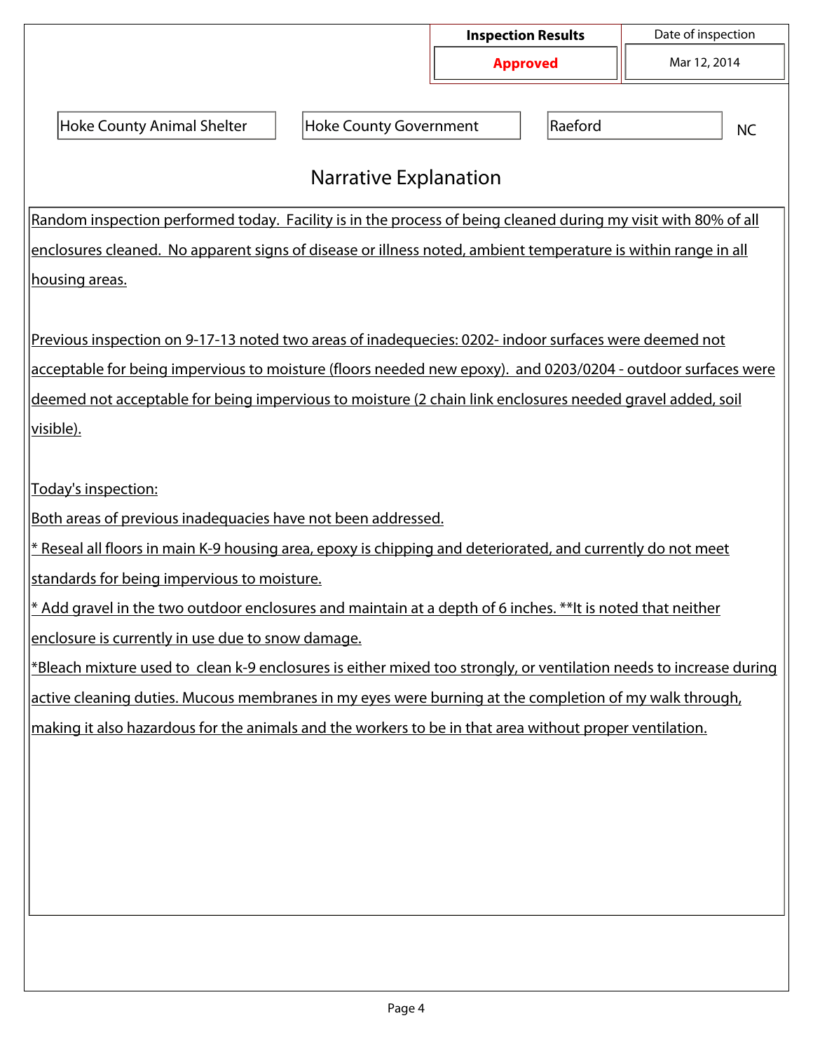| Inspection Results | Date of inspection |
|---|---|
| **Approved** | Mar 12, 2014 |

| Hoke County Animal Shelter | Hoke County Government | Raeford | NC |
|---|---|---|---|

## Narrative Explanation

Random inspection performed today. Facility is in the process of being cleaned during my visit with 80% of all enclosures cleaned. No apparent signs of disease or illness noted, ambient temperature is within range in all housing areas.

Previous inspection on 9-17-13 noted two areas of inadequecies: 0202- indoor surfaces were deemed not acceptable for being impervious to moisture (floors needed new epoxy). and 0203/0204 - outdoor surfaces were deemed not acceptable for being impervious to moisture (2 chain link enclosures needed gravel added, soil visible).

Today's inspection:

Both areas of previous inadequacies have not been addressed.

* Reseal all floors in main K-9 housing area, epoxy is chipping and deteriorated, and currently do not meet standards for being impervious to moisture.

* Add gravel in the two outdoor enclosures and maintain at a depth of 6 inches. **It is noted that neither enclosure is currently in use due to snow damage.

*Bleach mixture used to clean k-9 enclosures is either mixed too strongly, or ventilation needs to increase during active cleaning duties. Mucous membranes in my eyes were burning at the completion of my walk through, making it also hazardous for the animals and the workers to be in that area without proper ventilation.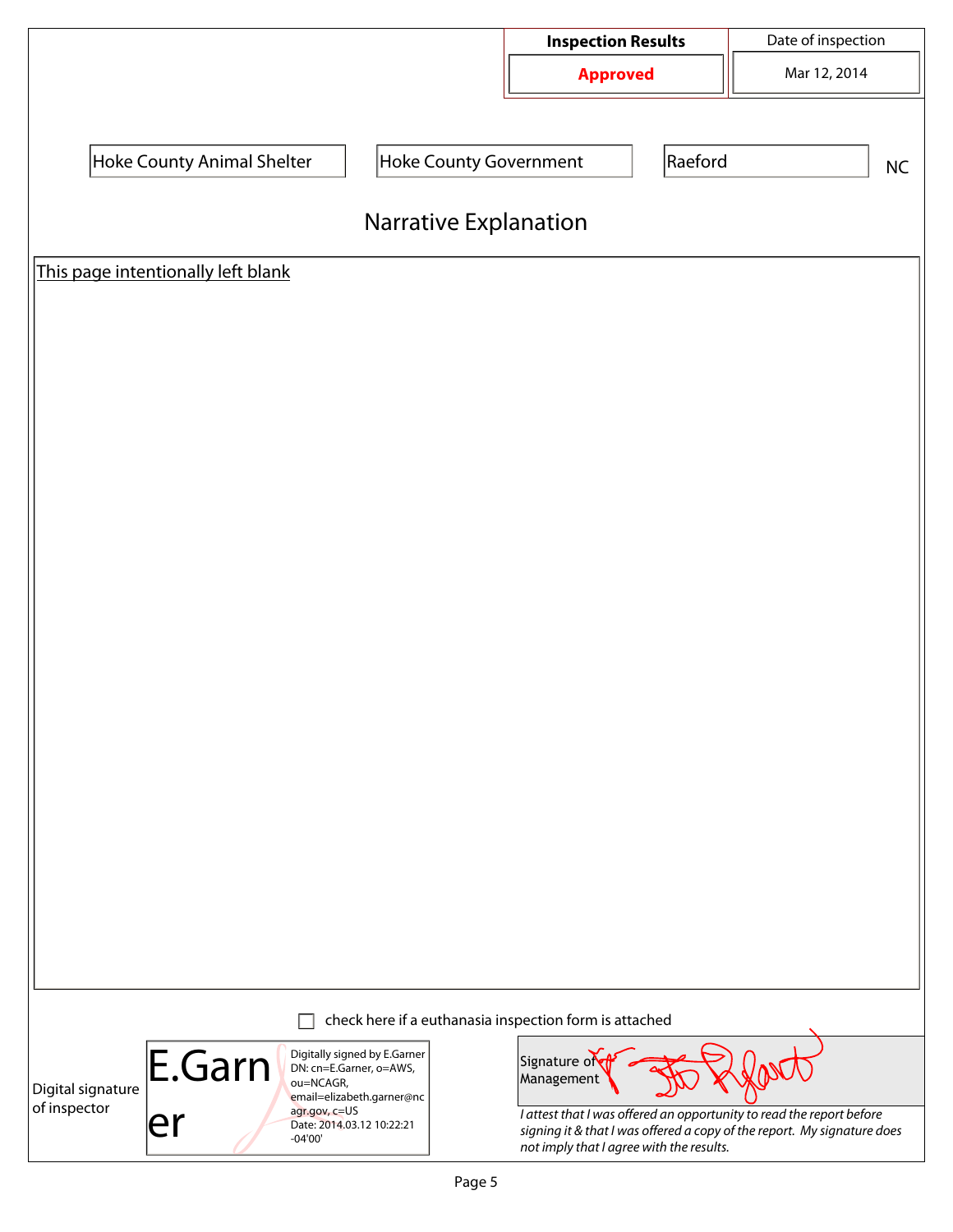| Inspection Results | Date of inspection |
|---|---|
| **Approved** | Mar 12, 2014 |

| | | | |
|---|---|---|---|
| Hoke County Animal Shelter | Hoke County Government | Raeford | NC |

## Narrative Explanation

This page intentionally left blank

☐ check here if a euthanasia inspection form is attached

Digital signature of inspector

E.Garner

Digitally signed by E.Garner
DN: cn=E.Garner, o=AWS, ou=NCAGR, email=elizabeth.garner@ncagr.gov, c=US
Date: 2014.03.12 10:22:21 -04'00'

Signature of Management

*I attest that I was offered an opportunity to read the report before signing it & that I was offered a copy of the report. My signature does not imply that I agree with the results.*